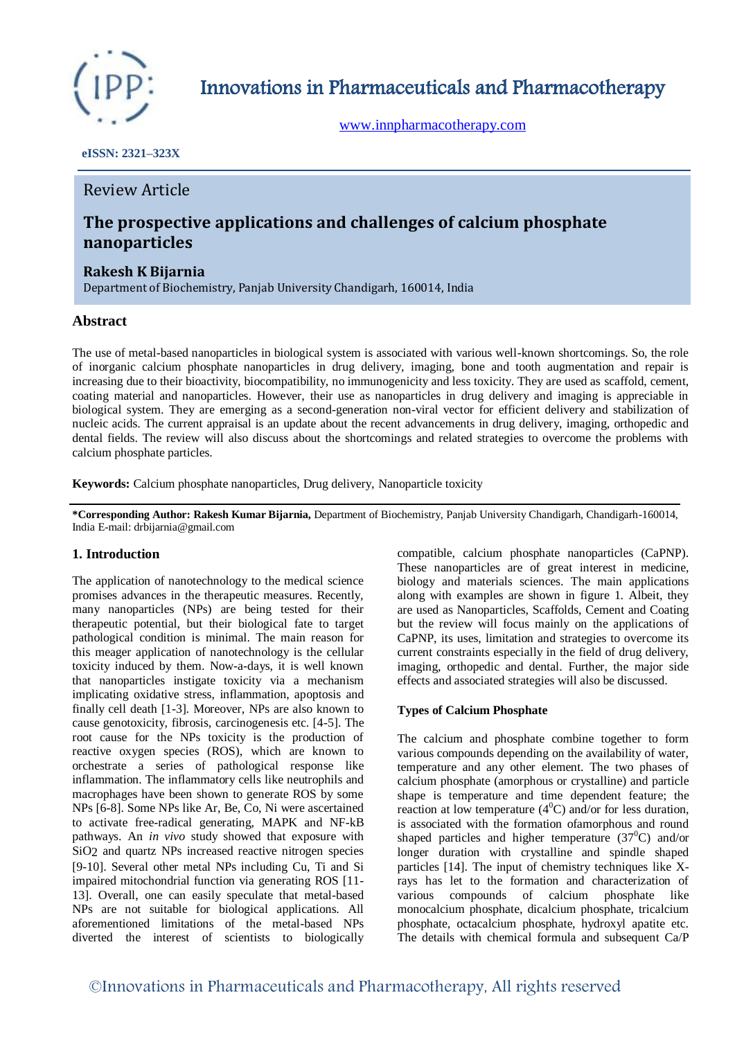# Innovations in Pharmaceuticals and Pharmacotherapy

www.innpharmacotherapy.com

**eISSN: 2321–323X**

Review Article

## The prospective applications and challenges of calcium phosphate nanoparticles

**Rakesh K Bijarnia**

Department of Biochemistry, Panjab University Chandigarh, 160014, India

## Abstract

The use of metal-based nanoparticles in biological system is associated with various well-known shortcomings. So, the role of inorganic calcium phosphate nanoparticles in drug delivery, imaging, bone and tooth augmentation and repair is increasing due to their bioactivity, biocompatibility, no immunogenicity and less toxicity. They are used as scaffold, cement, coating material and nanoparticles. However, their use as nanoparticles in drug delivery and imaging is appreciable in biological system. They are emerging as a second-generation non-viral vector for efficient delivery and stabilization of nucleic acids. The current appraisal is an update about the recent advancements in drug delivery, imaging, orthopedic and dental fields. The review will also discuss about the shortcomings and related strategies to overcome the problems with calcium phosphate particles.

**Keywords:** Calcium phosphate nanoparticles, Drug delivery, Nanoparticle toxicity

**\*Corresponding Author: Rakesh Kumar Bijarnia,** Department of Biochemistry, Panjab University Chandigarh, Chandigarh-160014, India E-mail: drbijarnia@gmail.com

## 1. Introduction

The application of nanotechnology to the medical science promises advances in the therapeutic measures. Recently, many nanoparticles (NPs) are being tested for their therapeutic potential, but their biological fate to target pathological condition is minimal. The main reason for this meager application of nanotechnology is the cellular toxicity induced by them. Now-a-days, it is well known that nanoparticles instigate toxicity via a mechanism implicating oxidative stress, inflammation, apoptosis and finally cell death [1-3]. Moreover, NPs are also known to cause genotoxicity, fibrosis, carcinogenesis etc. [4-5]. The root cause for the NPs toxicity is the production of reactive oxygen species (ROS), which are known to orchestrate a series of pathological response like inflammation. The inflammatory cells like neutrophils and macrophages have been shown to generate ROS by some NPs [6-8]. Some NPs like Ar, Be, Co, Ni were ascertained to activate free-radical generating, MAPK and NF-kB pathways. An *in vivo* study showed that exposure with $SiO_2$ and quartz NPs increased reactive nitrogen species [9-10]. Several other metal NPs including Cu, Ti and Si impaired mitochondrial function via generating ROS [11-13]. Overall, one can easily speculate that metal-based NPs are not suitable for biological applications. All aforementioned limitations of the metal-based NPs diverted the interest of scientists to biologically compatible, calcium phosphate nanoparticles (CaPNP). These nanoparticles are of great interest in medicine, biology and materials sciences. The main applications along with examples are shown in figure 1. Albeit, they are used as Nanoparticles, Scaffolds, Cement and Coating but the review will focus mainly on the applications of CaPNP, its uses, limitation and strategies to overcome its current constraints especially in the field of drug delivery, imaging, orthopedic and dental. Further, the major side effects and associated strategies will also be discussed.

### Types of Calcium Phosphate

The calcium and phosphate combine together to form various compounds depending on the availability of water, temperature and any other element. The two phases of calcium phosphate (amorphous or crystalline) and particle shape is temperature and time dependent feature; the reaction at low temperature ($4^0$C) and/or for less duration, is associated with the formation ofamorphous and round shaped particles and higher temperature ($37^0$C) and/or longer duration with crystalline and spindle shaped particles [14]. The input of chemistry techniques like X-rays has let to the formation and characterization of various compounds of calcium phosphate like monocalcium phosphate, dicalcium phosphate, tricalcium phosphate, octacalcium phosphate, hydroxyl apatite etc. The details with chemical formula and subsequent Ca/P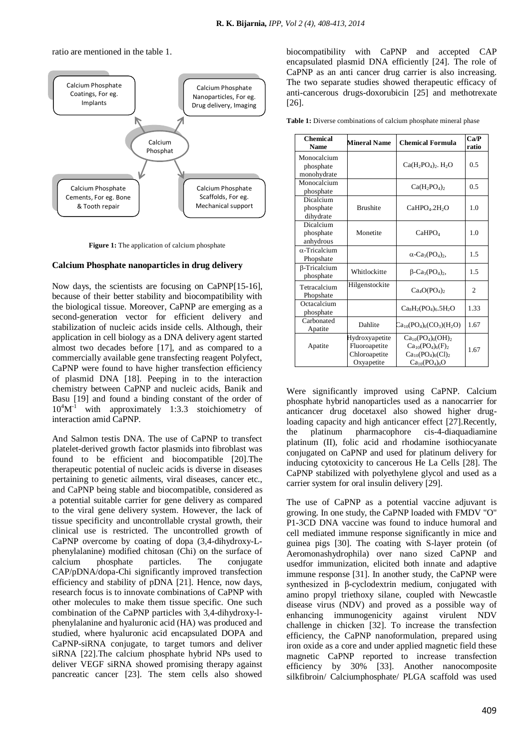ratio are mentioned in the table 1.

Calcium Phosphate Coatings, For eg. Implants

Calcium Phosphate Nanoparticles, For eg. Drug delivery, Imaging

Calcium Phosphat

Calcium Phosphate Cements, For eg. Bone & Tooth repair

Calcium Phosphate Scaffolds, For eg. Mechanical support

**Figure 1:** The application of calcium phosphate

### Calcium Phosphate nanoparticles in drug delivery

Now days, the scientists are focusing on CaPNP[15-16], because of their better stability and biocompatibility with the biological tissue. Moreover, CaPNP are emerging as a second-generation vector for efficient delivery and stabilization of nucleic acids inside cells. Although, their application in cell biology as a DNA delivery agent started almost two decades before [17], and as compared to a commercially available gene transfecting reagent Polyfect, CaPNP were found to have higher transfection efficiency of plasmid DNA [18]. Peeping in to the interaction chemistry between CaPNP and nucleic acids, Banik and Basu [19] and found a binding constant of the order of $10^4 M^{-1}$ with approximately 1:3.3 stoichiometry of interaction amid CaPNP.

And Salmon testis DNA. The use of CaPNP to transfect platelet-derived growth factor plasmids into fibroblast was found to be efficient and biocompatible [20].The therapeutic potential of nucleic acids is diverse in diseases pertaining to genetic ailments, viral diseases, cancer etc., and CaPNP being stable and biocompatible, considered as a potential suitable carrier for gene delivery as compared to the viral gene delivery system. However, the lack of tissue specificity and uncontrollable crystal growth, their clinical use is restricted. The uncontrolled growth of CaPNP overcome by coating of dopa (3,4-dihydroxy-L-phenylalanine) modified chitosan (Chi) on the surface of calcium phosphate particles. The conjugate CAP/pDNA/dopa-Chi significantly improved transfection efficiency and stability of pDNA [21]. Hence, now days, research focus is to innovate combinations of CaPNP with other molecules to make them tissue specific. One such combination of the CaPNP particles with 3,4-dihydroxy-l-phenylalanine and hyaluronic acid (HA) was produced and studied, where hyaluronic acid encapsulated DOPA and CaPNP-siRNA conjugate, to target tumors and deliver siRNA [22].The calcium phosphate hybrid NPs used to deliver VEGF siRNA showed promising therapy against pancreatic cancer [23]. The stem cells also showed biocompatibility with CaPNP and accepted CAP encapsulated plasmid DNA efficiently [24]. The role of CaPNP as an anti cancer drug carrier is also increasing. The two separate studies showed therapeutic efficacy of anti-cancerous drugs-doxorubicin [25] and methotrexate [26].

**Table 1:** Diverse combinations of calcium phosphate mineral phase

| Chemical Name | Mineral Name | Chemical Formula | Ca/P ratio |
|---|---|---|---|
| Monocalcium phosphate monohydrate | | $Ca(H_2PO_4)_2 . H_2O$ | 0.5 |
| Monocalcium phosphate | | $Ca(H_2PO_4)_2$ | 0.5 |
| Dicalcium phosphate dihydrate | Brushite | $CaHPO_4.2H_2O$ | 1.0 |
| Dicalcium phosphate anhydrous | Monetite | $CaHPO_4$ | 1.0 |
| α-Tricalcium Phopshate | | $\alpha\text{-}Ca_3(PO_4)_2$, | 1.5 |
| β-Tricalcium phosphate | Whitlockitte | $\beta\text{-}Ca_3(PO_4)_2$, | 1.5 |
| Tetracalcium Phopshate | Hilgenstockite | $Ca_4O(PO_4)_2$ | 2 |
| Octacalcium phosphate | | $Ca_8H_2(PO_4)_6.5H_2O$ | 1.33 |
| Carbonated Apatite | Dahlite | $Ca_{10}(PO_4)_6(CO_3)(H_2O)$ | 1.67 |
| Apatite | Hydroxyapetite<br>Fluoroapetite<br>Chloroapetite<br>Oxyapetite | $Ca_{10}(PO_4)_6(OH)_2$<br>$Ca_{10}(PO_4)_6(F)_2$<br>$Ca_{10}(PO_4)_6(Cl)_2$<br>$Ca_{10}(PO_4)_6O$ | 1.67 |

Were significantly improved using CaPNP. Calcium phosphate hybrid nanoparticles used as a nanocarrier for anticancer drug docetaxel also showed higher drug-loading capacity and high anticancer effect [27].Recently, the platinum pharmacophore cis-4-diaquadiamine platinum (II), folic acid and rhodamine isothiocyanate conjugated on CaPNP and used for platinum delivery for inducing cytotoxicity to cancerous He La Cells [28]. The CaPNP stabilized with polyethylene glycol and used as a carrier system for oral insulin delivery [29].

The use of CaPNP as a potential vaccine adjuvant is growing. In one study, the CaPNP loaded with FMDV "O" P1-3CD DNA vaccine was found to induce humoral and cell mediated immune response significantly in mice and guinea pigs [30]. The coating with S-layer protein (of Aeromonashydrophila) over nano sized CaPNP and usedfor immunization, elicited both innate and adaptive immune response [31]. In another study, the CaPNP were synthesized in β-cyclodextrin medium, conjugated with amino propyl triethoxy silane, coupled with Newcastle disease virus (NDV) and proved as a possible way of enhancing immunogenicity against virulent NDV challenge in chicken [32]. To increase the transfection efficiency, the CaPNP nanoformulation, prepared using iron oxide as a core and under applied magnetic field these magnetic CaPNP reported to increase transfection efficiency by 30% [33]. Another nanocomposite silkfibroin/ Calciumphosphate/ PLGA scaffold was used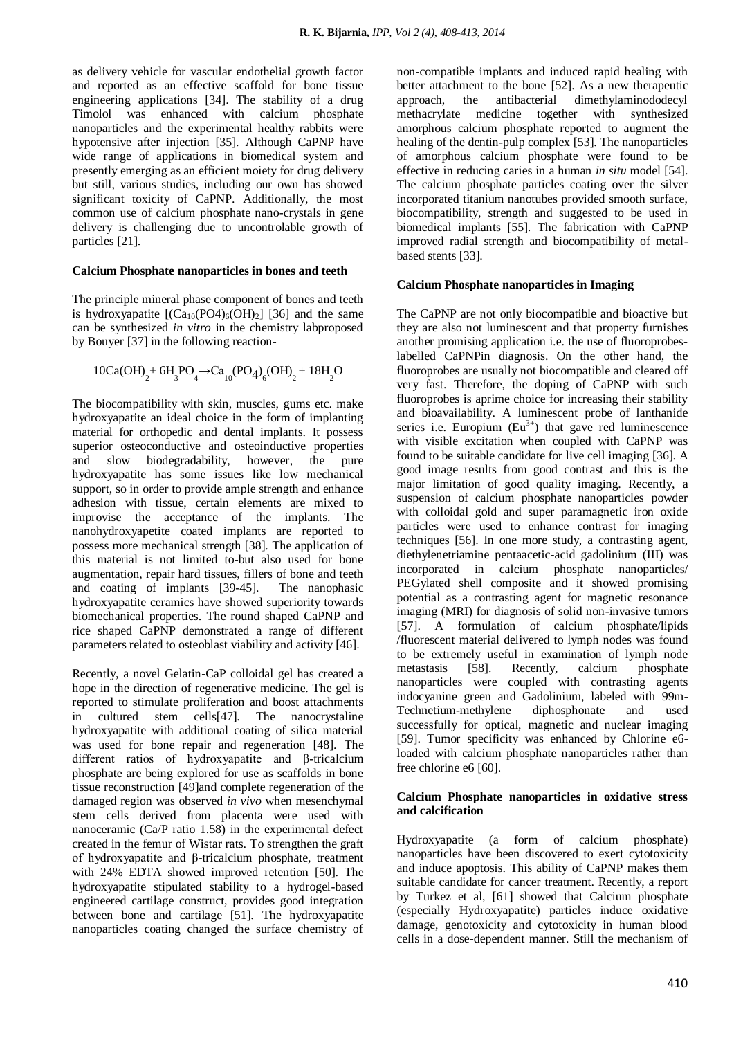as delivery vehicle for vascular endothelial growth factor and reported as an effective scaffold for bone tissue engineering applications [34]. The stability of a drug Timolol was enhanced with calcium phosphate nanoparticles and the experimental healthy rabbits were hypotensive after injection [35]. Although CaPNP have wide range of applications in biomedical system and presently emerging as an efficient moiety for drug delivery but still, various studies, including our own has showed significant toxicity of CaPNP. Additionally, the most common use of calcium phosphate nano-crystals in gene delivery is challenging due to uncontrolable growth of particles [21].

**Calcium Phosphate nanoparticles in bones and teeth**

The principle mineral phase component of bones and teeth is hydroxyapatite [$(Ca_{10}(PO4)_6(OH)_2$] [36] and the same can be synthesized *in vitro* in the chemistry labproposed by Bouyer [37] in the following reaction-

$$10Ca(OH)_2 + 6H_3PO_4 \rightarrow Ca_{10}(PO_4)_6(OH)_2 + 18H_2O$$

The biocompatibility with skin, muscles, gums etc. make hydroxyapatite an ideal choice in the form of implanting material for orthopedic and dental implants. It possess superior osteoconductive and osteoinductive properties and slow biodegradability, however, the pure hydroxyapatite has some issues like low mechanical support, so in order to provide ample strength and enhance adhesion with tissue, certain elements are mixed to improvise the acceptance of the implants. The nanohydroxyapetite coated implants are reported to possess more mechanical strength [38]. The application of this material is not limited to-but also used for bone augmentation, repair hard tissues, fillers of bone and teeth and coating of implants [39-45]. The nanophasic hydroxyapatite ceramics have showed superiority towards biomechanical properties. The round shaped CaPNP and rice shaped CaPNP demonstrated a range of different parameters related to osteoblast viability and activity [46].

Recently, a novel Gelatin-CaP colloidal gel has created a hope in the direction of regenerative medicine. The gel is reported to stimulate proliferation and boost attachments in cultured stem cells[47]. The nanocrystaline hydroxyapatite with additional coating of silica material was used for bone repair and regeneration [48]. The different ratios of hydroxyapatite and β-tricalcium phosphate are being explored for use as scaffolds in bone tissue reconstruction [49]and complete regeneration of the damaged region was observed *in vivo* when mesenchymal stem cells derived from placenta were used with nanoceramic (Ca/P ratio 1.58) in the experimental defect created in the femur of Wistar rats. To strengthen the graft of hydroxyapatite and β-tricalcium phosphate, treatment with 24% EDTA showed improved retention [50]. The hydroxyapatite stipulated stability to a hydrogel-based engineered cartilage construct, provides good integration between bone and cartilage [51]. The hydroxyapatite nanoparticles coating changed the surface chemistry of non-compatible implants and induced rapid healing with better attachment to the bone [52]. As a new therapeutic approach, the antibacterial dimethylaminododecyl methacrylate medicine together with synthesized amorphous calcium phosphate reported to augment the healing of the dentin-pulp complex [53]. The nanoparticles of amorphous calcium phosphate were found to be effective in reducing caries in a human *in situ* model [54]. The calcium phosphate particles coating over the silver incorporated titanium nanotubes provided smooth surface, biocompatibility, strength and suggested to be used in biomedical implants [55]. The fabrication with CaPNP improved radial strength and biocompatibility of metal-based stents [33].

**Calcium Phosphate nanoparticles in Imaging**

The CaPNP are not only biocompatible and bioactive but they are also not luminescent and that property furnishes another promising application i.e. the use of fluoroprobes-labelled CaPNPin diagnosis. On the other hand, the fluoroprobes are usually not biocompatible and cleared off very fast. Therefore, the doping of CaPNP with such fluoroprobes is aprime choice for increasing their stability and bioavailability. A luminescent probe of lanthanide series i.e. Europium ($Eu^{3+}$) that gave red luminescence with visible excitation when coupled with CaPNP was found to be suitable candidate for live cell imaging [36]. A good image results from good contrast and this is the major limitation of good quality imaging. Recently, a suspension of calcium phosphate nanoparticles powder with colloidal gold and super paramagnetic iron oxide particles were used to enhance contrast for imaging techniques [56]. In one more study, a contrasting agent, diethylenetriamine pentaacetic-acid gadolinium (III) was incorporated in calcium phosphate nanoparticles/ PEGylated shell composite and it showed promising potential as a contrasting agent for magnetic resonance imaging (MRI) for diagnosis of solid non-invasive tumors [57]. A formulation of calcium phosphate/lipids /fluorescent material delivered to lymph nodes was found to be extremely useful in examination of lymph node metastasis [58]. Recently, calcium phosphate nanoparticles were coupled with contrasting agents indocyanine green and Gadolinium, labeled with 99m-Technetium-methylene diphosphonate and used successfully for optical, magnetic and nuclear imaging [59]. Tumor specificity was enhanced by Chlorine e6-loaded with calcium phosphate nanoparticles rather than free chlorine e6 [60].

**Calcium Phosphate nanoparticles in oxidative stress and calcification**

Hydroxyapatite (a form of calcium phosphate) nanoparticles have been discovered to exert cytotoxicity and induce apoptosis. This ability of CaPNP makes them suitable candidate for cancer treatment. Recently, a report by Turkez et al, [61] showed that Calcium phosphate (especially Hydroxyapatite) particles induce oxidative damage, genotoxicity and cytotoxicity in human blood cells in a dose-dependent manner. Still the mechanism of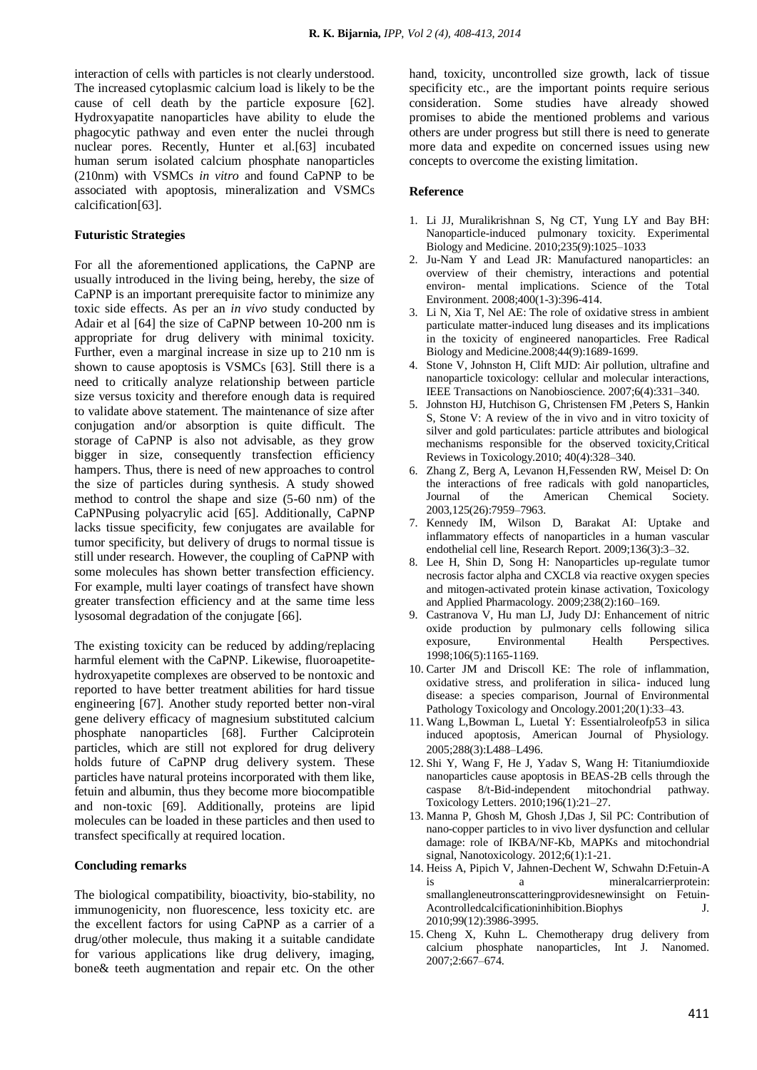interaction of cells with particles is not clearly understood. The increased cytoplasmic calcium load is likely to be the cause of cell death by the particle exposure [62]. Hydroxyapatite nanoparticles have ability to elude the phagocytic pathway and even enter the nuclei through nuclear pores. Recently, Hunter et al.[63] incubated human serum isolated calcium phosphate nanoparticles (210nm) with VSMCs *in vitro* and found CaPNP to be associated with apoptosis, mineralization and VSMCs calcification[63].

**Futuristic Strategies**

For all the aforementioned applications, the CaPNP are usually introduced in the living being, hereby, the size of CaPNP is an important prerequisite factor to minimize any toxic side effects. As per an *in vivo* study conducted by Adair et al [64] the size of CaPNP between 10-200 nm is appropriate for drug delivery with minimal toxicity. Further, even a marginal increase in size up to 210 nm is shown to cause apoptosis is VSMCs [63]. Still there is a need to critically analyze relationship between particle size versus toxicity and therefore enough data is required to validate above statement. The maintenance of size after conjugation and/or absorption is quite difficult. The storage of CaPNP is also not advisable, as they grow bigger in size, consequently transfection efficiency hampers. Thus, there is need of new approaches to control the size of particles during synthesis. A study showed method to control the shape and size (5-60 nm) of the CaPNPusing polyacrylic acid [65]. Additionally, CaPNP lacks tissue specificity, few conjugates are available for tumor specificity, but delivery of drugs to normal tissue is still under research. However, the coupling of CaPNP with some molecules has shown better transfection efficiency. For example, multi layer coatings of transfect have shown greater transfection efficiency and at the same time less lysosomal degradation of the conjugate [66].

The existing toxicity can be reduced by adding/replacing harmful element with the CaPNP. Likewise, fluoroapetite-hydroxyapetite complexes are observed to be nontoxic and reported to have better treatment abilities for hard tissue engineering [67]. Another study reported better non-viral gene delivery efficacy of magnesium substituted calcium phosphate nanoparticles [68]. Further Calciprotein particles, which are still not explored for drug delivery holds future of CaPNP drug delivery system. These particles have natural proteins incorporated with them like, fetuin and albumin, thus they become more biocompatible and non-toxic [69]. Additionally, proteins are lipid molecules can be loaded in these particles and then used to transfect specifically at required location.

**Concluding remarks**

The biological compatibility, bioactivity, bio-stability, no immunogenicity, non fluorescence, less toxicity etc. are the excellent factors for using CaPNP as a carrier of a drug/other molecule, thus making it a suitable candidate for various applications like drug delivery, imaging, bone& teeth augmentation and repair etc. On the other hand, toxicity, uncontrolled size growth, lack of tissue specificity etc., are the important points require serious consideration. Some studies have already showed promises to abide the mentioned problems and various others are under progress but still there is need to generate more data and expedite on concerned issues using new concepts to overcome the existing limitation.

**Reference**

1. Li JJ, Muralikrishnan S, Ng CT, Yung LY and Bay BH: Nanoparticle-induced pulmonary toxicity. Experimental Biology and Medicine. 2010;235(9):1025–1033
2. Ju-Nam Y and Lead JR: Manufactured nanoparticles: an overview of their chemistry, interactions and potential environ- mental implications. Science of the Total Environment. 2008;400(1-3):396-414.
3. Li N, Xia T, Nel AE: The role of oxidative stress in ambient particulate matter-induced lung diseases and its implications in the toxicity of engineered nanoparticles. Free Radical Biology and Medicine.2008;44(9):1689-1699.
4. Stone V, Johnston H, Clift MJD: Air pollution, ultrafine and nanoparticle toxicology: cellular and molecular interactions, IEEE Transactions on Nanobioscience. 2007;6(4):331–340.
5. Johnston HJ, Hutchison G, Christensen FM ,Peters S, Hankin S, Stone V: A review of the in vivo and in vitro toxicity of silver and gold particulates: particle attributes and biological mechanisms responsible for the observed toxicity,Critical Reviews in Toxicology.2010; 40(4):328–340.
6. Zhang Z, Berg A, Levanon H,Fessenden RW, Meisel D: On the interactions of free radicals with gold nanoparticles, Journal of the American Chemical Society. 2003,125(26):7959–7963.
7. Kennedy IM, Wilson D, Barakat AI: Uptake and inflammatory effects of nanoparticles in a human vascular endothelial cell line, Research Report. 2009;136(3):3–32.
8. Lee H, Shin D, Song H: Nanoparticles up-regulate tumor necrosis factor alpha and CXCL8 via reactive oxygen species and mitogen-activated protein kinase activation, Toxicology and Applied Pharmacology. 2009;238(2):160–169.
9. Castranova V, Hu man LJ, Judy DJ: Enhancement of nitric oxide production by pulmonary cells following silica exposure, Environmental Health Perspectives. 1998;106(5):1165-1169.
10. Carter JM and Driscoll KE: The role of inflammation, oxidative stress, and proliferation in silica- induced lung disease: a species comparison, Journal of Environmental Pathology Toxicology and Oncology.2001;20(1):33–43.
11. Wang L,Bowman L, Luetal Y: Essentialroleofp53 in silica induced apoptosis, American Journal of Physiology. 2005;288(3):L488–L496.
12. Shi Y, Wang F, He J, Yadav S, Wang H: Titaniumdioxide nanoparticles cause apoptosis in BEAS-2B cells through the caspase 8/t-Bid-independent mitochondrial pathway. Toxicology Letters. 2010;196(1):21–27.
13. Manna P, Ghosh M, Ghosh J,Das J, Sil PC: Contribution of nano-copper particles to in vivo liver dysfunction and cellular damage: role of IKBA/NF-Kb, MAPKs and mitochondrial signal, Nanotoxicology. 2012;6(1):1-21.
14. Heiss A, Pipich V, Jahnen-Dechent W, Schwahn D:Fetuin-A is a mineralcarrierprotein: smallangleneutronscatteringprovidesnewinsight on Fetuin-Acontrolledcalcificationinhibition.Biophys J. 2010;99(12):3986-3995.
15. Cheng X, Kuhn L. Chemotherapy drug delivery from calcium phosphate nanoparticles, Int J. Nanomed. 2007;2:667–674.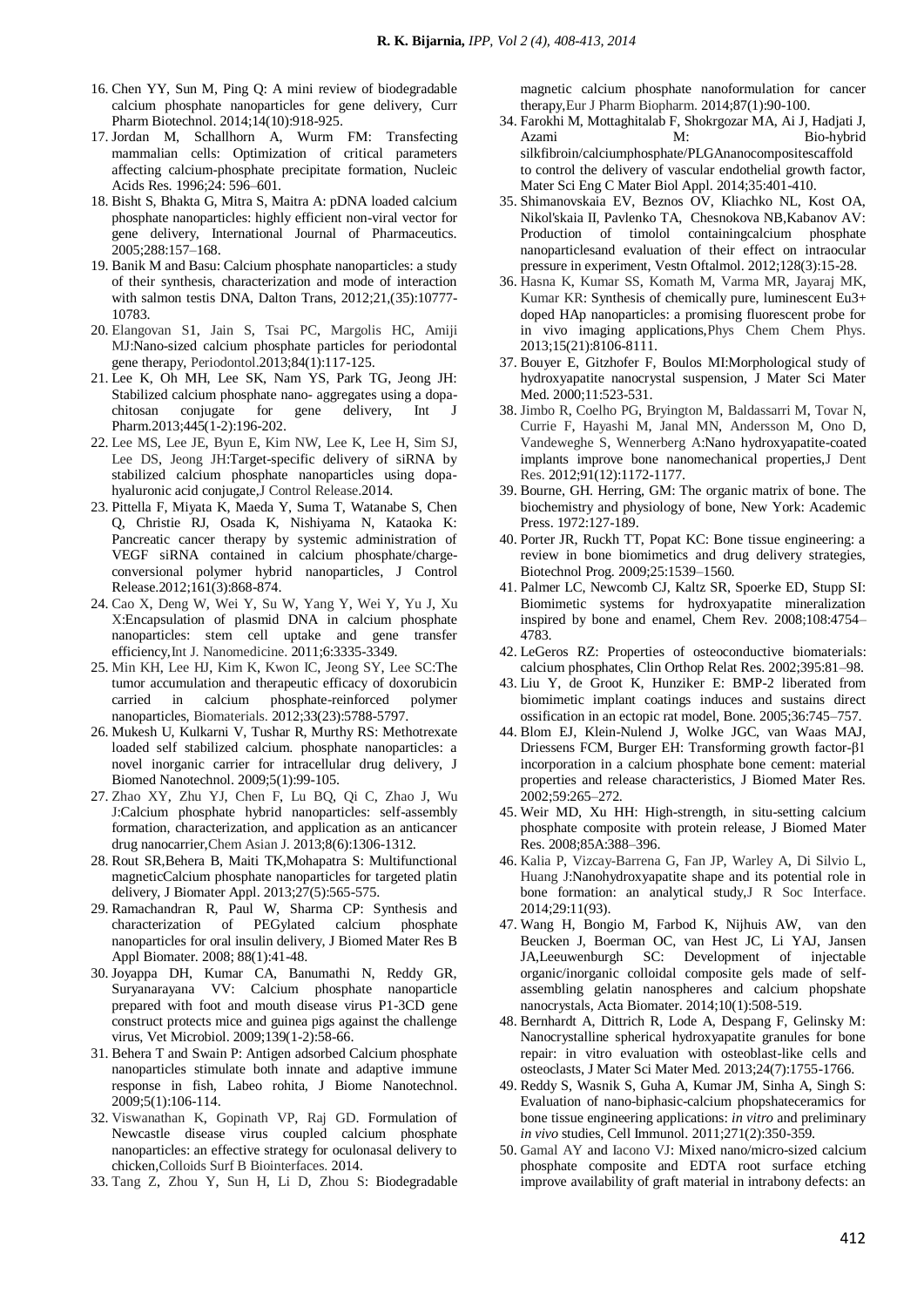16. Chen YY, Sun M, Ping Q: A mini review of biodegradable calcium phosphate nanoparticles for gene delivery, Curr Pharm Biotechnol. 2014;14(10):918-925.
17. Jordan M, Schallhorn A, Wurm FM: Transfecting mammalian cells: Optimization of critical parameters affecting calcium-phosphate precipitate formation, Nucleic Acids Res. 1996;24: 596–601.
18. Bisht S, Bhakta G, Mitra S, Maitra A: pDNA loaded calcium phosphate nanoparticles: highly efficient non-viral vector for gene delivery, International Journal of Pharmaceutics. 2005;288:157–168.
19. Banik M and Basu: Calcium phosphate nanoparticles: a study of their synthesis, characterization and mode of interaction with salmon testis DNA, Dalton Trans, 2012;21,(35):10777-10783.
20. Elangovan S1, Jain S, Tsai PC, Margolis HC, Amiji MJ:Nano-sized calcium phosphate particles for periodontal gene therapy, Periodontol.2013;84(1):117-125.
21. Lee K, Oh MH, Lee SK, Nam YS, Park TG, Jeong JH: Stabilized calcium phosphate nano- aggregates using a dopa-chitosan conjugate for gene delivery, Int J Pharm.2013;445(1-2):196-202.
22. Lee MS, Lee JE, Byun E, Kim NW, Lee K, Lee H, Sim SJ, Lee DS, Jeong JH:Target-specific delivery of siRNA by stabilized calcium phosphate nanoparticles using dopa-hyaluronic acid conjugate,J Control Release.2014.
23. Pittella F, Miyata K, Maeda Y, Suma T, Watanabe S, Chen Q, Christie RJ, Osada K, Nishiyama N, Kataoka K: Pancreatic cancer therapy by systemic administration of VEGF siRNA contained in calcium phosphate/charge-conversional polymer hybrid nanoparticles, J Control Release.2012;161(3):868-874.
24. Cao X, Deng W, Wei Y, Su W, Yang Y, Wei Y, Yu J, Xu X:Encapsulation of plasmid DNA in calcium phosphate nanoparticles: stem cell uptake and gene transfer efficiency,Int J. Nanomedicine. 2011;6:3335-3349.
25. Min KH, Lee HJ, Kim K, Kwon IC, Jeong SY, Lee SC:The tumor accumulation and therapeutic efficacy of doxorubicin carried in calcium phosphate-reinforced polymer nanoparticles, Biomaterials. 2012;33(23):5788-5797.
26. Mukesh U, Kulkarni V, Tushar R, Murthy RS: Methotrexate loaded self stabilized calcium. phosphate nanoparticles: a novel inorganic carrier for intracellular drug delivery, J Biomed Nanotechnol. 2009;5(1):99-105.
27. Zhao XY, Zhu YJ, Chen F, Lu BQ, Qi C, Zhao J, Wu J:Calcium phosphate hybrid nanoparticles: self-assembly formation, characterization, and application as an anticancer drug nanocarrier,Chem Asian J. 2013;8(6):1306-1312.
28. Rout SR,Behera B, Maiti TK,Mohapatra S: Multifunctional magneticCalcium phosphate nanoparticles for targeted platin delivery, J Biomater Appl. 2013;27(5):565-575.
29. Ramachandran R, Paul W, Sharma CP: Synthesis and characterization of PEGylated calcium phosphate nanoparticles for oral insulin delivery, J Biomed Mater Res B Appl Biomater. 2008; 88(1):41-48.
30. Joyappa DH, Kumar CA, Banumathi N, Reddy GR, Suryanarayana VV: Calcium phosphate nanoparticle prepared with foot and mouth disease virus P1-3CD gene construct protects mice and guinea pigs against the challenge virus, Vet Microbiol. 2009;139(1-2):58-66.
31. Behera T and Swain P: Antigen adsorbed Calcium phosphate nanoparticles stimulate both innate and adaptive immune response in fish, Labeo rohita, J Biome Nanotechnol. 2009;5(1):106-114.
32. Viswanathan K, Gopinath VP, Raj GD. Formulation of Newcastle disease virus coupled calcium phosphate nanoparticles: an effective strategy for oculonasal delivery to chicken,Colloids Surf B Biointerfaces. 2014.
33. Tang Z, Zhou Y, Sun H, Li D, Zhou S: Biodegradable magnetic calcium phosphate nanoformulation for cancer therapy,Eur J Pharm Biopharm. 2014;87(1):90-100.
34. Farokhi M, Mottaghitalab F, Shokrgozar MA, Ai J, Hadjati J, Azami M: Bio-hybrid silkfibroin/calciumphosphate/PLGAnanocompositescaffold to control the delivery of vascular endothelial growth factor, Mater Sci Eng C Mater Biol Appl. 2014;35:401-410.
35. Shimanovskaia EV, Beznos OV, Kliachko NL, Kost OA, Nikol'skaia II, Pavlenko TA, Chesnokova NB,Kabanov AV: Production of timolol containingcalcium phosphate nanoparticlesand evaluation of their effect on intraocular pressure in experiment, Vestn Oftalmol. 2012;128(3):15-28.
36. Hasna K, Kumar SS, Komath M, Varma MR, Jayaraj MK, Kumar KR: Synthesis of chemically pure, luminescent Eu3+ doped HAp nanoparticles: a promising fluorescent probe for in vivo imaging applications,Phys Chem Chem Phys. 2013;15(21):8106-8111.
37. Bouyer E, Gitzhofer F, Boulos MI:Morphological study of hydroxyapatite nanocrystal suspension, J Mater Sci Mater Med. 2000;11:523-531.
38. Jimbo R, Coelho PG, Bryington M, Baldassarri M, Tovar N, Currie F, Hayashi M, Janal MN, Andersson M, Ono D, Vandeweghe S, Wennerberg A:Nano hydroxyapatite-coated implants improve bone nanomechanical properties,J Dent Res. 2012;91(12):1172-1177.
39. Bourne, GH. Herring, GM: The organic matrix of bone. The biochemistry and physiology of bone, New York: Academic Press. 1972:127-189.
40. Porter JR, Ruckh TT, Popat KC: Bone tissue engineering: a review in bone biomimetics and drug delivery strategies, Biotechnol Prog. 2009;25:1539–1560.
41. Palmer LC, Newcomb CJ, Kaltz SR, Spoerke ED, Stupp SI: Biomimetic systems for hydroxyapatite mineralization inspired by bone and enamel, Chem Rev. 2008;108:4754–4783.
42. LeGeros RZ: Properties of osteoconductive biomaterials: calcium phosphates, Clin Orthop Relat Res. 2002;395:81–98.
43. Liu Y, de Groot K, Hunziker E: BMP-2 liberated from biomimetic implant coatings induces and sustains direct ossification in an ectopic rat model, Bone. 2005;36:745–757.
44. Blom EJ, Klein-Nulend J, Wolke JGC, van Waas MAJ, Driessens FCM, Burger EH: Transforming growth factor-β1 incorporation in a calcium phosphate bone cement: material properties and release characteristics, J Biomed Mater Res. 2002;59:265–272.
45. Weir MD, Xu HH: High-strength, in situ-setting calcium phosphate composite with protein release, J Biomed Mater Res. 2008;85A:388–396.
46. Kalia P, Vizcay-Barrena G, Fan JP, Warley A, Di Silvio L, Huang J:Nanohydroxyapatite shape and its potential role in bone formation: an analytical study,J R Soc Interface. 2014;29:11(93).
47. Wang H, Bongio M, Farbod K, Nijhuis AW, van den Beucken J, Boerman OC, van Hest JC, Li YAJ, Jansen JA,Leeuwenburgh SC: Development of injectable organic/inorganic colloidal composite gels made of self-assembling gelatin nanospheres and calcium phopshate nanocrystals, Acta Biomater. 2014;10(1):508-519.
48. Bernhardt A, Dittrich R, Lode A, Despang F, Gelinsky M: Nanocrystalline spherical hydroxyapatite granules for bone repair: in vitro evaluation with osteoblast-like cells and osteoclasts, J Mater Sci Mater Med. 2013;24(7):1755-1766.
49. Reddy S, Wasnik S, Guha A, Kumar JM, Sinha A, Singh S: Evaluation of nano-biphasic-calcium phopshateceramics for bone tissue engineering applications: *in vitro* and preliminary *in vivo* studies, Cell Immunol. 2011;271(2):350-359.
50. Gamal AY and Iacono VJ: Mixed nano/micro-sized calcium phosphate composite and EDTA root surface etching improve availability of graft material in intrabony defects: an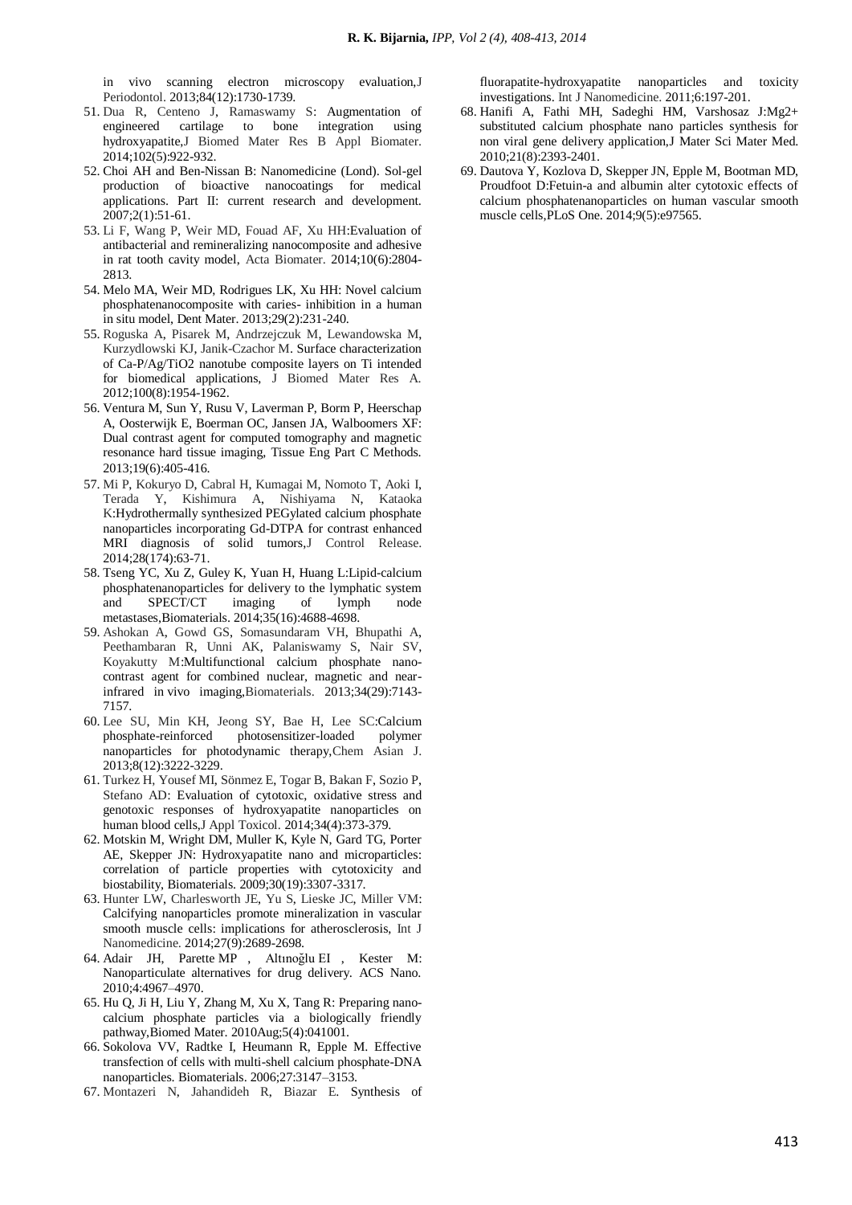in vivo scanning electron microscopy evaluation,J Periodontol. 2013;84(12):1730-1739.

51. Dua R, Centeno J, Ramaswamy S: Augmentation of engineered cartilage to bone integration using hydroxyapatite,J Biomed Mater Res B Appl Biomater. 2014;102(5):922-932.
52. Choi AH and Ben-Nissan B: Nanomedicine (Lond). Sol-gel production of bioactive nanocoatings for medical applications. Part II: current research and development. 2007;2(1):51-61.
53. Li F, Wang P, Weir MD, Fouad AF, Xu HH:Evaluation of antibacterial and remineralizing nanocomposite and adhesive in rat tooth cavity model, Acta Biomater. 2014;10(6):2804-2813.
54. Melo MA, Weir MD, Rodrigues LK, Xu HH: Novel calcium phosphatenanocomposite with caries- inhibition in a human in situ model, Dent Mater. 2013;29(2):231-240.
55. Roguska A, Pisarek M, Andrzejczuk M, Lewandowska M, Kurzydlowski KJ, Janik-Czachor M. Surface characterization of Ca-P/Ag/TiO2 nanotube composite layers on Ti intended for biomedical applications, J Biomed Mater Res A. 2012;100(8):1954-1962.
56. Ventura M, Sun Y, Rusu V, Laverman P, Borm P, Heerschap A, Oosterwijk E, Boerman OC, Jansen JA, Walboomers XF: Dual contrast agent for computed tomography and magnetic resonance hard tissue imaging, Tissue Eng Part C Methods. 2013;19(6):405-416.
57. Mi P, Kokuryo D, Cabral H, Kumagai M, Nomoto T, Aoki I, Terada Y, Kishimura A, Nishiyama N, Kataoka K:Hydrothermally synthesized PEGylated calcium phosphate nanoparticles incorporating Gd-DTPA for contrast enhanced MRI diagnosis of solid tumors,J Control Release. 2014;28(174):63-71.
58. Tseng YC, Xu Z, Guley K, Yuan H, Huang L:Lipid-calcium phosphatenanoparticles for delivery to the lymphatic system and SPECT/CT imaging of lymph node metastases,Biomaterials. 2014;35(16):4688-4698.
59. Ashokan A, Gowd GS, Somasundaram VH, Bhupathi A, Peethambaran R, Unni AK, Palaniswamy S, Nair SV, Koyakutty M:Multifunctional calcium phosphate nano-contrast agent for combined nuclear, magnetic and near-infrared in vivo imaging,Biomaterials. 2013;34(29):7143-7157.
60. Lee SU, Min KH, Jeong SY, Bae H, Lee SC:Calcium phosphate-reinforced photosensitizer-loaded polymer nanoparticles for photodynamic therapy,Chem Asian J. 2013;8(12):3222-3229.
61. Turkez H, Yousef MI, Sönmez E, Togar B, Bakan F, Sozio P, Stefano AD: Evaluation of cytotoxic, oxidative stress and genotoxic responses of hydroxyapatite nanoparticles on human blood cells,J Appl Toxicol. 2014;34(4):373-379.
62. Motskin M, Wright DM, Muller K, Kyle N, Gard TG, Porter AE, Skepper JN: Hydroxyapatite nano and microparticles: correlation of particle properties with cytotoxicity and biostability, Biomaterials. 2009;30(19):3307-3317.
63. Hunter LW, Charlesworth JE, Yu S, Lieske JC, Miller VM: Calcifying nanoparticles promote mineralization in vascular smooth muscle cells: implications for atherosclerosis, Int J Nanomedicine. 2014;27(9):2689-2698.
64. Adair JH, Parette MP , Altınoğlu EI , Kester M: Nanoparticulate alternatives for drug delivery. ACS Nano. 2010;4:4967–4970.
65. Hu Q, Ji H, Liu Y, Zhang M, Xu X, Tang R: Preparing nano-calcium phosphate particles via a biologically friendly pathway,Biomed Mater. 2010Aug;5(4):041001.
66. Sokolova VV, Radtke I, Heumann R, Epple M. Effective transfection of cells with multi-shell calcium phosphate-DNA nanoparticles. Biomaterials. 2006;27:3147–3153.
67. Montazeri N, Jahandideh R, Biazar E. Synthesis of fluorapatite-hydroxyapatite nanoparticles and toxicity investigations. Int J Nanomedicine. 2011;6:197-201.
68. Hanifi A, Fathi MH, Sadeghi HM, Varshosaz J:Mg2+ substituted calcium phosphate nano particles synthesis for non viral gene delivery application,J Mater Sci Mater Med. 2010;21(8):2393-2401.
69. Dautova Y, Kozlova D, Skepper JN, Epple M, Bootman MD, Proudfoot D:Fetuin-a and albumin alter cytotoxic effects of calcium phosphatenanoparticles on human vascular smooth muscle cells,PLoS One. 2014;9(5):e97565.